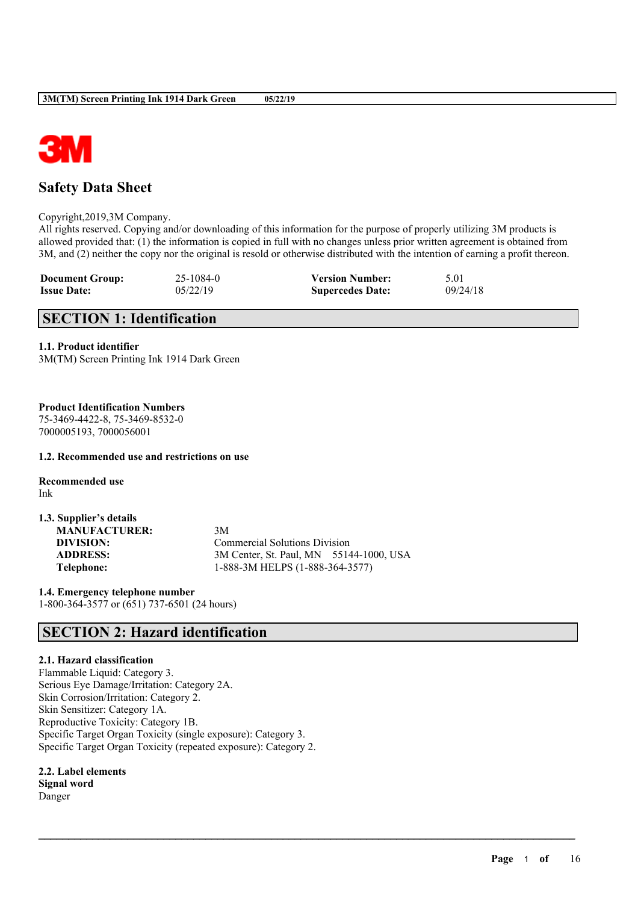# Safety Data Sheet

Copyright,2019,3M Company.
All rights reserved. Copying and/or downloading of this information for the purpose of properly utilizing 3M products is allowed provided that: (1) the information is copied in full with no changes unless prior written agreement is obtained from 3M, and (2) neither the copy nor the original is resold or otherwise distributed with the intention of earning a profit thereon.

| **Document Group:** | 25-1084-0 | **Version Number:** | 5.01 |
|---|---|---|---|
| **Issue Date:** | 05/22/19 | **Supercedes Date:** | 09/24/18 |

## SECTION 1: Identification

**1.1. Product identifier**
3M(TM) Screen Printing Ink 1914 Dark Green

**Product Identification Numbers**
75-3469-4422-8, 75-3469-8532-0
7000005193, 7000056001

**1.2. Recommended use and restrictions on use**

**Recommended use**
Ink

**1.3. Supplier's details**

| | |
|---|---|
| **MANUFACTURER:** | 3M |
| **DIVISION:** | Commercial Solutions Division |
| **ADDRESS:** | 3M Center, St. Paul, MN 55144-1000, USA |
| **Telephone:** | 1-888-3M HELPS (1-888-364-3577) |

**1.4. Emergency telephone number**
1-800-364-3577 or (651) 737-6501 (24 hours)

## SECTION 2: Hazard identification

**2.1. Hazard classification**
Flammable Liquid: Category 3.
Serious Eye Damage/Irritation: Category 2A.
Skin Corrosion/Irritation: Category 2.
Skin Sensitizer: Category 1A.
Reproductive Toxicity: Category 1B.
Specific Target Organ Toxicity (single exposure): Category 3.
Specific Target Organ Toxicity (repeated exposure): Category 2.

**2.2. Label elements**
**Signal word**
Danger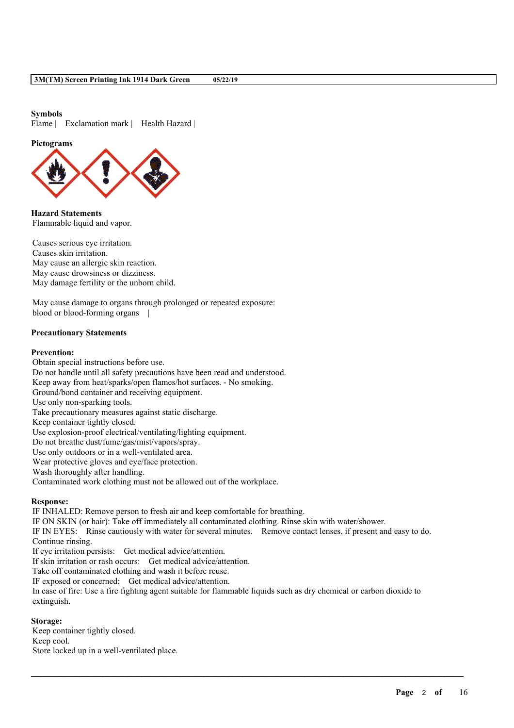**Symbols**

Flame | Exclamation mark | Health Hazard |

**Pictograms**

**Hazard Statements**

Flammable liquid and vapor.

Causes serious eye irritation.
Causes skin irritation.
May cause an allergic skin reaction.
May cause drowsiness or dizziness.
May damage fertility or the unborn child.

May cause damage to organs through prolonged or repeated exposure:
blood or blood-forming organs |

**Precautionary Statements**

**Prevention:**

Obtain special instructions before use.
Do not handle until all safety precautions have been read and understood.
Keep away from heat/sparks/open flames/hot surfaces. - No smoking.
Ground/bond container and receiving equipment.
Use only non-sparking tools.
Take precautionary measures against static discharge.
Keep container tightly closed.
Use explosion-proof electrical/ventilating/lighting equipment.
Do not breathe dust/fume/gas/mist/vapors/spray.
Use only outdoors or in a well-ventilated area.
Wear protective gloves and eye/face protection.
Wash thoroughly after handling.
Contaminated work clothing must not be allowed out of the workplace.

**Response:**

IF INHALED: Remove person to fresh air and keep comfortable for breathing.
IF ON SKIN (or hair): Take off immediately all contaminated clothing. Rinse skin with water/shower.
IF IN EYES: Rinse cautiously with water for several minutes. Remove contact lenses, if present and easy to do. Continue rinsing.
If eye irritation persists: Get medical advice/attention.
If skin irritation or rash occurs: Get medical advice/attention.
Take off contaminated clothing and wash it before reuse.
IF exposed or concerned: Get medical advice/attention.
In case of fire: Use a fire fighting agent suitable for flammable liquids such as dry chemical or carbon dioxide to extinguish.

**Storage:**

Keep container tightly closed.
Keep cool.
Store locked up in a well-ventilated place.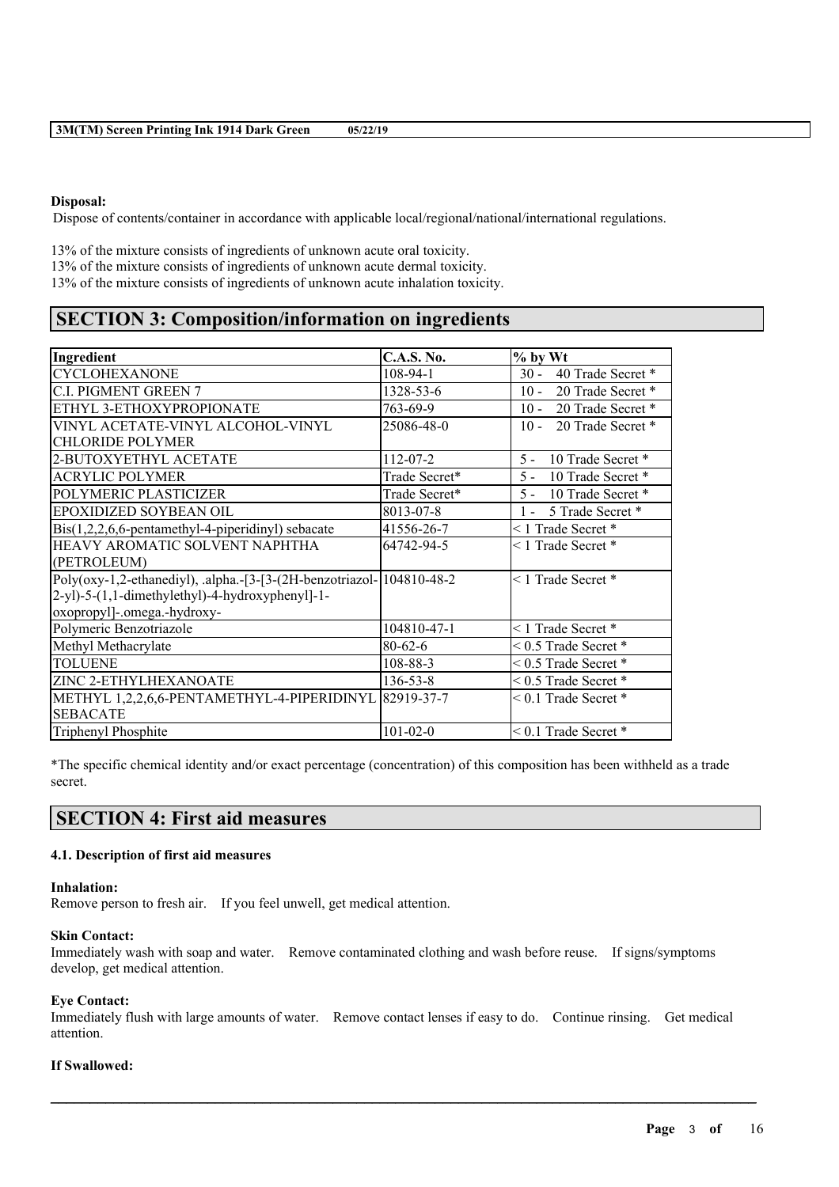**Disposal:**

Dispose of contents/container in accordance with applicable local/regional/national/international regulations.

13% of the mixture consists of ingredients of unknown acute oral toxicity.
13% of the mixture consists of ingredients of unknown acute dermal toxicity.
13% of the mixture consists of ingredients of unknown acute inhalation toxicity.

## SECTION 3: Composition/information on ingredients

| Ingredient | C.A.S. No. | % by Wt |
|---|---|---|
| CYCLOHEXANONE | 108-94-1 | 30 - 40 Trade Secret * |
| C.I. PIGMENT GREEN 7 | 1328-53-6 | 10 - 20 Trade Secret * |
| ETHYL 3-ETHOXYPROPIONATE | 763-69-9 | 10 - 20 Trade Secret * |
| VINYL ACETATE-VINYL ALCOHOL-VINYL CHLORIDE POLYMER | 25086-48-0 | 10 - 20 Trade Secret * |
| 2-BUTOXYETHYL ACETATE | 112-07-2 | 5 - 10 Trade Secret * |
| ACRYLIC POLYMER | Trade Secret* | 5 - 10 Trade Secret * |
| POLYMERIC PLASTICIZER | Trade Secret* | 5 - 10 Trade Secret * |
| EPOXIDIZED SOYBEAN OIL | 8013-07-8 | 1 - 5 Trade Secret * |
| Bis(1,2,2,6,6-pentamethyl-4-piperidinyl) sebacate | 41556-26-7 | < 1 Trade Secret * |
| HEAVY AROMATIC SOLVENT NAPHTHA (PETROLEUM) | 64742-94-5 | < 1 Trade Secret * |
| Poly(oxy-1,2-ethanediyl), .alpha.-[3-[3-(2H-benzotriazol-2-yl)-5-(1,1-dimethylethyl)-4-hydroxyphenyl]-1-oxopropyl]-.omega.-hydroxy- | 104810-48-2 | < 1 Trade Secret * |
| Polymeric Benzotriazole | 104810-47-1 | < 1 Trade Secret * |
| Methyl Methacrylate | 80-62-6 | < 0.5 Trade Secret * |
| TOLUENE | 108-88-3 | < 0.5 Trade Secret * |
| ZINC 2-ETHYLHEXANOATE | 136-53-8 | < 0.5 Trade Secret * |
| METHYL 1,2,2,6,6-PENTAMETHYL-4-PIPERIDINYL SEBACATE | 82919-37-7 | < 0.1 Trade Secret * |
| Triphenyl Phosphite | 101-02-0 | < 0.1 Trade Secret * |

*The specific chemical identity and/or exact percentage (concentration) of this composition has been withheld as a trade secret.

## SECTION 4: First aid measures

### 4.1. Description of first aid measures

**Inhalation:**

Remove person to fresh air. If you feel unwell, get medical attention.

**Skin Contact:**

Immediately wash with soap and water. Remove contaminated clothing and wash before reuse. If signs/symptoms develop, get medical attention.

**Eye Contact:**

Immediately flush with large amounts of water. Remove contact lenses if easy to do. Continue rinsing. Get medical attention.

**If Swallowed:**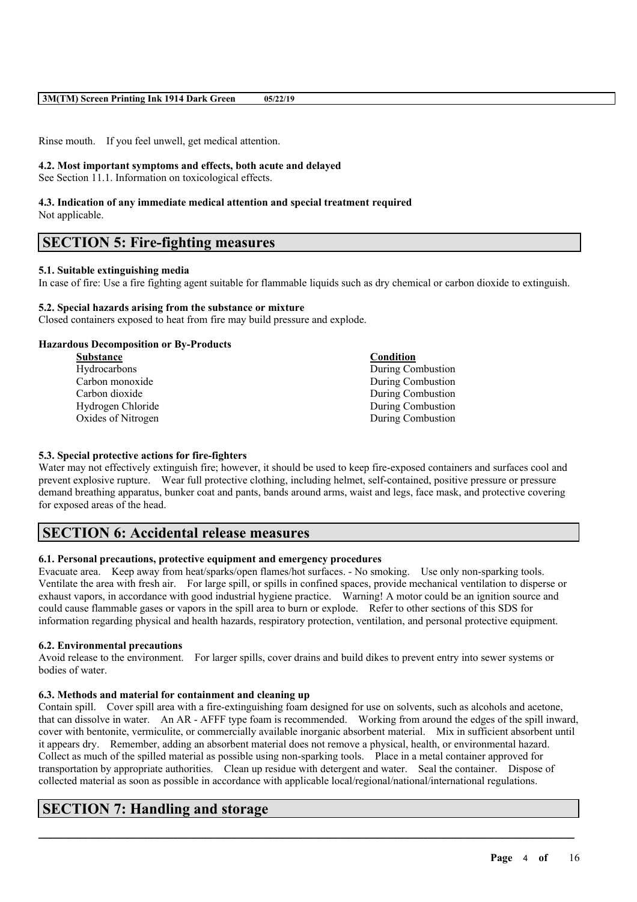Rinse mouth. If you feel unwell, get medical attention.

#### 4.2. Most important symptoms and effects, both acute and delayed
See Section 11.1. Information on toxicological effects.

#### 4.3. Indication of any immediate medical attention and special treatment required
Not applicable.

## SECTION 5: Fire-fighting measures

#### 5.1. Suitable extinguishing media
In case of fire: Use a fire fighting agent suitable for flammable liquids such as dry chemical or carbon dioxide to extinguish.

#### 5.2. Special hazards arising from the substance or mixture
Closed containers exposed to heat from fire may build pressure and explode.

**Hazardous Decomposition or By-Products**

| Substance | Condition |
|---|---|
| Hydrocarbons | During Combustion |
| Carbon monoxide | During Combustion |
| Carbon dioxide | During Combustion |
| Hydrogen Chloride | During Combustion |
| Oxides of Nitrogen | During Combustion |

#### 5.3. Special protective actions for fire-fighters
Water may not effectively extinguish fire; however, it should be used to keep fire-exposed containers and surfaces cool and prevent explosive rupture. Wear full protective clothing, including helmet, self-contained, positive pressure or pressure demand breathing apparatus, bunker coat and pants, bands around arms, waist and legs, face mask, and protective covering for exposed areas of the head.

## SECTION 6: Accidental release measures

#### 6.1. Personal precautions, protective equipment and emergency procedures
Evacuate area. Keep away from heat/sparks/open flames/hot surfaces. - No smoking. Use only non-sparking tools. Ventilate the area with fresh air. For large spill, or spills in confined spaces, provide mechanical ventilation to disperse or exhaust vapors, in accordance with good industrial hygiene practice. Warning! A motor could be an ignition source and could cause flammable gases or vapors in the spill area to burn or explode. Refer to other sections of this SDS for information regarding physical and health hazards, respiratory protection, ventilation, and personal protective equipment.

#### 6.2. Environmental precautions
Avoid release to the environment. For larger spills, cover drains and build dikes to prevent entry into sewer systems or bodies of water.

#### 6.3. Methods and material for containment and cleaning up
Contain spill. Cover spill area with a fire-extinguishing foam designed for use on solvents, such as alcohols and acetone, that can dissolve in water. An AR - AFFF type foam is recommended. Working from around the edges of the spill inward, cover with bentonite, vermiculite, or commercially available inorganic absorbent material. Mix in sufficient absorbent until it appears dry. Remember, adding an absorbent material does not remove a physical, health, or environmental hazard. Collect as much of the spilled material as possible using non-sparking tools. Place in a metal container approved for transportation by appropriate authorities. Clean up residue with detergent and water. Seal the container. Dispose of collected material as soon as possible in accordance with applicable local/regional/national/international regulations.

## SECTION 7: Handling and storage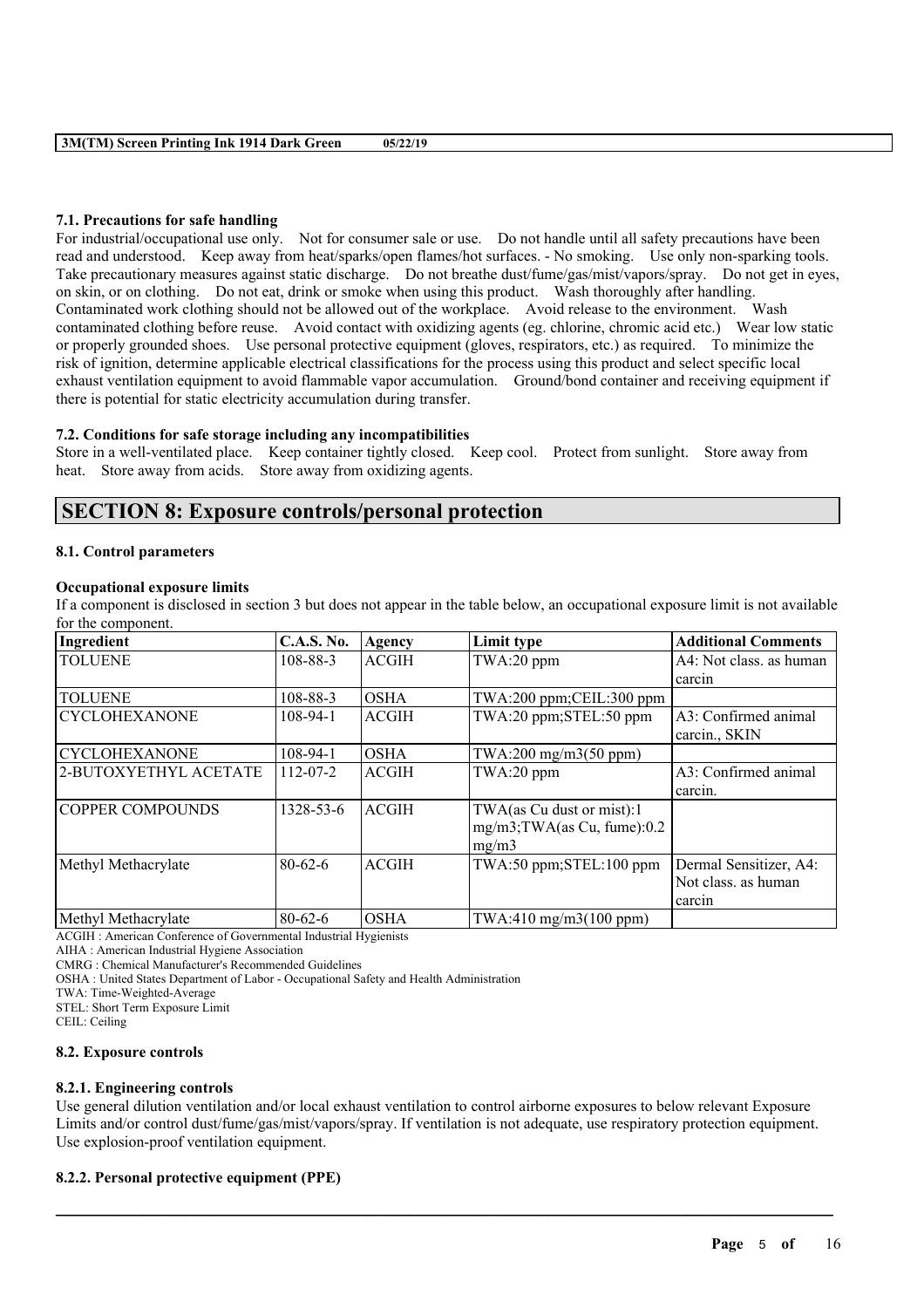#### 7.1. Precautions for safe handling

For industrial/occupational use only. Not for consumer sale or use. Do not handle until all safety precautions have been read and understood. Keep away from heat/sparks/open flames/hot surfaces. - No smoking. Use only non-sparking tools. Take precautionary measures against static discharge. Do not breathe dust/fume/gas/mist/vapors/spray. Do not get in eyes, on skin, or on clothing. Do not eat, drink or smoke when using this product. Wash thoroughly after handling. Contaminated work clothing should not be allowed out of the workplace. Avoid release to the environment. Wash contaminated clothing before reuse. Avoid contact with oxidizing agents (eg. chlorine, chromic acid etc.) Wear low static or properly grounded shoes. Use personal protective equipment (gloves, respirators, etc.) as required. To minimize the risk of ignition, determine applicable electrical classifications for the process using this product and select specific local exhaust ventilation equipment to avoid flammable vapor accumulation. Ground/bond container and receiving equipment if there is potential for static electricity accumulation during transfer.

#### 7.2. Conditions for safe storage including any incompatibilities

Store in a well-ventilated place. Keep container tightly closed. Keep cool. Protect from sunlight. Store away from heat. Store away from acids. Store away from oxidizing agents.

## SECTION 8: Exposure controls/personal protection

#### 8.1. Control parameters

**Occupational exposure limits**

If a component is disclosed in section 3 but does not appear in the table below, an occupational exposure limit is not available for the component.

| Ingredient | C.A.S. No. | Agency | Limit type | Additional Comments |
|---|---|---|---|---|
| TOLUENE | 108-88-3 | ACGIH | TWA:20 ppm | A4: Not class. as human carcin |
| TOLUENE | 108-88-3 | OSHA | TWA:200 ppm;CEIL:300 ppm | |
| CYCLOHEXANONE | 108-94-1 | ACGIH | TWA:20 ppm;STEL:50 ppm | A3: Confirmed animal carcin., SKIN |
| CYCLOHEXANONE | 108-94-1 | OSHA | TWA:200 mg/m3(50 ppm) | |
| 2-BUTOXYETHYL ACETATE | 112-07-2 | ACGIH | TWA:20 ppm | A3: Confirmed animal carcin. |
| COPPER COMPOUNDS | 1328-53-6 | ACGIH | TWA(as Cu dust or mist):1 mg/m3;TWA(as Cu, fume):0.2 mg/m3 | |
| Methyl Methacrylate | 80-62-6 | ACGIH | TWA:50 ppm;STEL:100 ppm | Dermal Sensitizer, A4: Not class. as human carcin |
| Methyl Methacrylate | 80-62-6 | OSHA | TWA:410 mg/m3(100 ppm) | |

ACGIH : American Conference of Governmental Industrial Hygienists
AIHA : American Industrial Hygiene Association
CMRG : Chemical Manufacturer's Recommended Guidelines
OSHA : United States Department of Labor - Occupational Safety and Health Administration
TWA: Time-Weighted-Average
STEL: Short Term Exposure Limit
CEIL: Ceiling

#### 8.2. Exposure controls

#### 8.2.1. Engineering controls

Use general dilution ventilation and/or local exhaust ventilation to control airborne exposures to below relevant Exposure Limits and/or control dust/fume/gas/mist/vapors/spray. If ventilation is not adequate, use respiratory protection equipment. Use explosion-proof ventilation equipment.

#### 8.2.2. Personal protective equipment (PPE)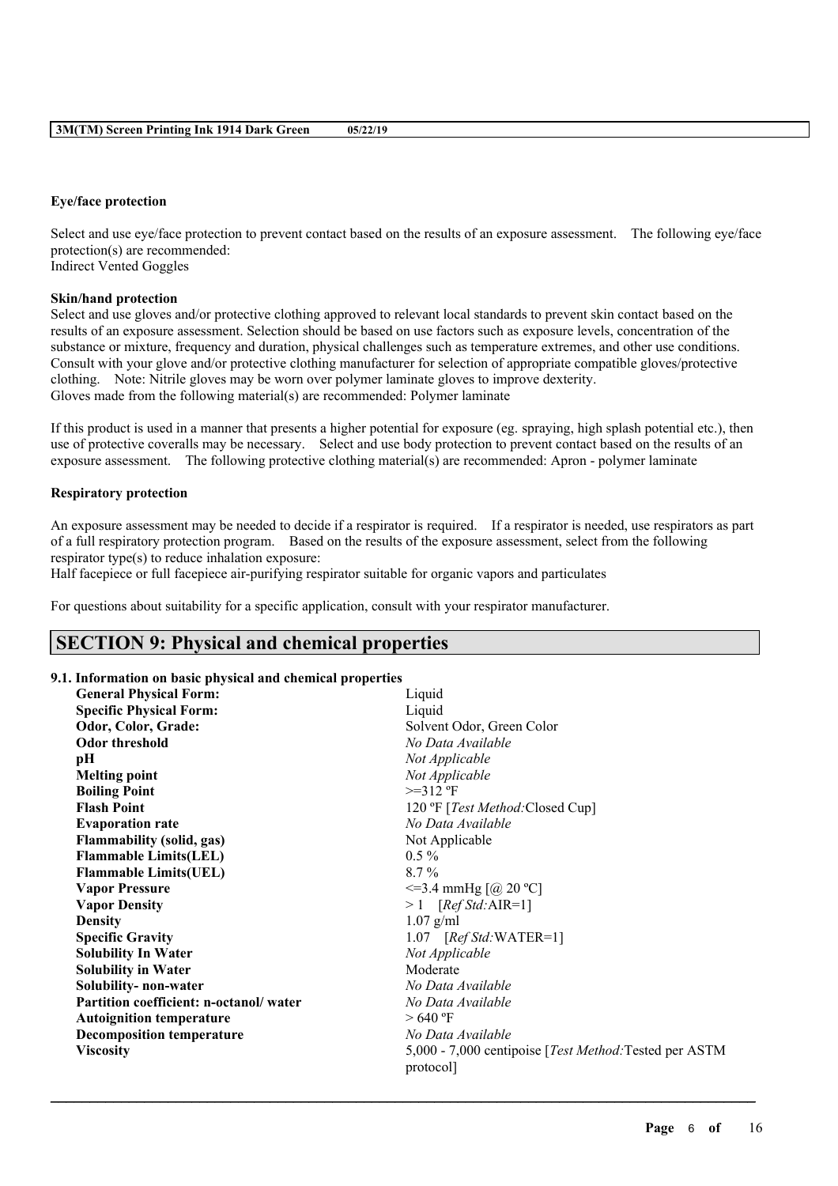**Eye/face protection**

Select and use eye/face protection to prevent contact based on the results of an exposure assessment. The following eye/face protection(s) are recommended:
Indirect Vented Goggles

**Skin/hand protection**

Select and use gloves and/or protective clothing approved to relevant local standards to prevent skin contact based on the results of an exposure assessment. Selection should be based on use factors such as exposure levels, concentration of the substance or mixture, frequency and duration, physical challenges such as temperature extremes, and other use conditions. Consult with your glove and/or protective clothing manufacturer for selection of appropriate compatible gloves/protective clothing. Note: Nitrile gloves may be worn over polymer laminate gloves to improve dexterity.
Gloves made from the following material(s) are recommended: Polymer laminate

If this product is used in a manner that presents a higher potential for exposure (eg. spraying, high splash potential etc.), then use of protective coveralls may be necessary. Select and use body protection to prevent contact based on the results of an exposure assessment. The following protective clothing material(s) are recommended: Apron - polymer laminate

**Respiratory protection**

An exposure assessment may be needed to decide if a respirator is required. If a respirator is needed, use respirators as part of a full respiratory protection program. Based on the results of the exposure assessment, select from the following respirator type(s) to reduce inhalation exposure:
Half facepiece or full facepiece air-purifying respirator suitable for organic vapors and particulates

For questions about suitability for a specific application, consult with your respirator manufacturer.

## SECTION 9: Physical and chemical properties

**9.1. Information on basic physical and chemical properties**

| | |
|---|---|
| **General Physical Form:** | Liquid |
| **Specific Physical Form:** | Liquid |
| **Odor, Color, Grade:** | Solvent Odor, Green Color |
| **Odor threshold** | *No Data Available* |
| **pH** | *Not Applicable* |
| **Melting point** | *Not Applicable* |
| **Boiling Point** | >=312 ºF |
| **Flash Point** | 120 ºF [*Test Method:*Closed Cup] |
| **Evaporation rate** | *No Data Available* |
| **Flammability (solid, gas)** | Not Applicable |
| **Flammable Limits(LEL)** | 0.5 % |
| **Flammable Limits(UEL)** | 8.7 % |
| **Vapor Pressure** | <=3.4 mmHg [@ 20 ºC] |
| **Vapor Density** | > 1 [*Ref Std:*AIR=1] |
| **Density** | 1.07 g/ml |
| **Specific Gravity** | 1.07 [*Ref Std:*WATER=1] |
| **Solubility In Water** | *Not Applicable* |
| **Solubility in Water** | Moderate |
| **Solubility- non-water** | *No Data Available* |
| **Partition coefficient: n-octanol/ water** | *No Data Available* |
| **Autoignition temperature** | > 640 ºF |
| **Decomposition temperature** | *No Data Available* |
| **Viscosity** | 5,000 - 7,000 centipoise [*Test Method:*Tested per ASTM protocol] |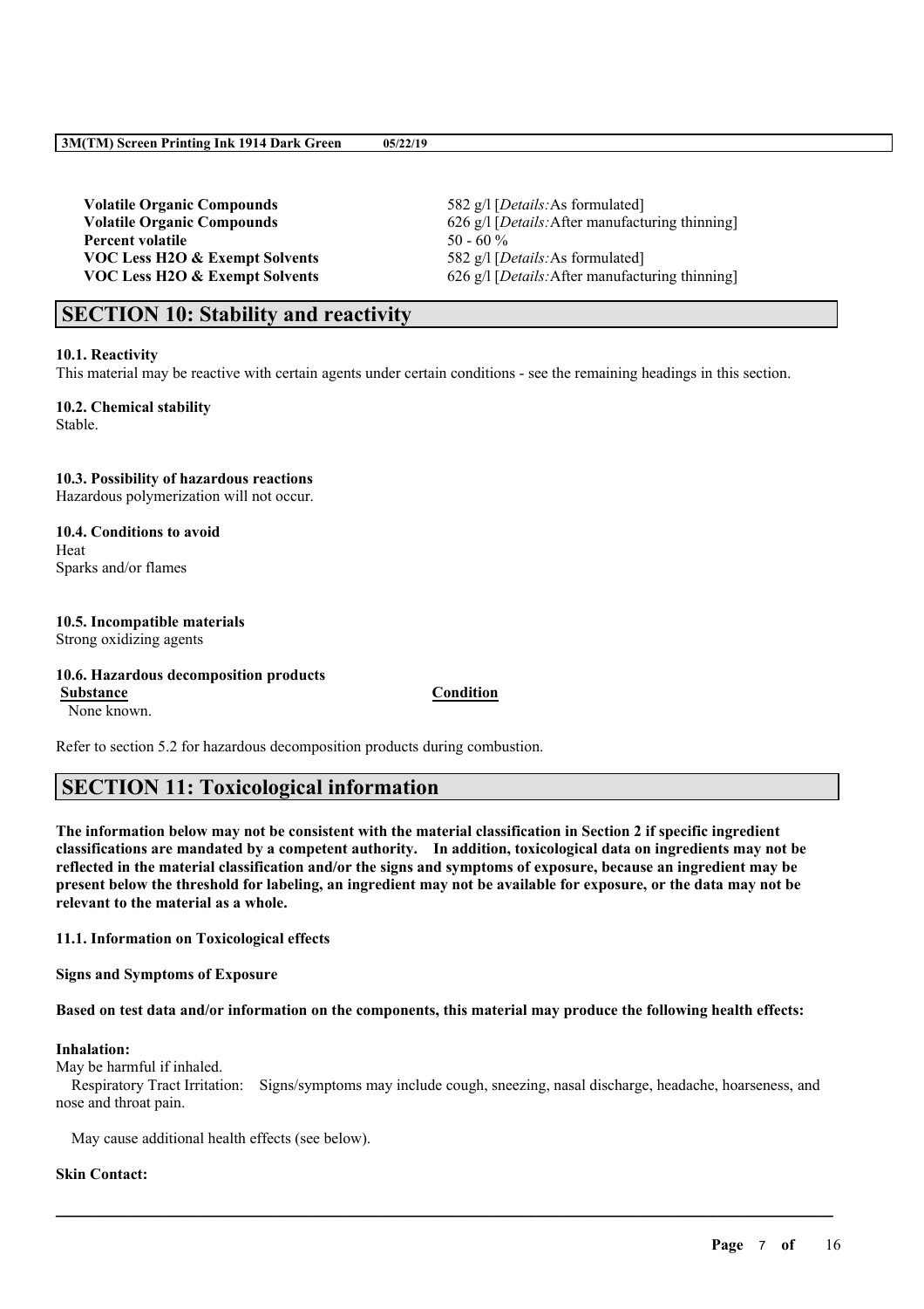| | |
|---|---|
| **Volatile Organic Compounds** | 582 g/l [*Details:*As formulated] |
| **Volatile Organic Compounds** | 626 g/l [*Details:*After manufacturing thinning] |
| **Percent volatile** | 50 - 60 % |
| **VOC Less H2O & Exempt Solvents** | 582 g/l [*Details:*As formulated] |
| **VOC Less H2O & Exempt Solvents** | 626 g/l [*Details:*After manufacturing thinning] |

## SECTION 10: Stability and reactivity

**10.1. Reactivity**
This material may be reactive with certain agents under certain conditions - see the remaining headings in this section.

**10.2. Chemical stability**
Stable.

**10.3. Possibility of hazardous reactions**
Hazardous polymerization will not occur.

**10.4. Conditions to avoid**
Heat
Sparks and/or flames

**10.5. Incompatible materials**
Strong oxidizing agents

**10.6. Hazardous decomposition products**

| Substance | Condition |
|---|---|
| None known. | |

Refer to section 5.2 for hazardous decomposition products during combustion.

## SECTION 11: Toxicological information

**The information below may not be consistent with the material classification in Section 2 if specific ingredient classifications are mandated by a competent authority. In addition, toxicological data on ingredients may not be reflected in the material classification and/or the signs and symptoms of exposure, because an ingredient may be present below the threshold for labeling, an ingredient may not be available for exposure, or the data may not be relevant to the material as a whole.**

**11.1. Information on Toxicological effects**

**Signs and Symptoms of Exposure**

**Based on test data and/or information on the components, this material may produce the following health effects:**

**Inhalation:**
May be harmful if inhaled.
Respiratory Tract Irritation: Signs/symptoms may include cough, sneezing, nasal discharge, headache, hoarseness, and nose and throat pain.

May cause additional health effects (see below).

**Skin Contact:**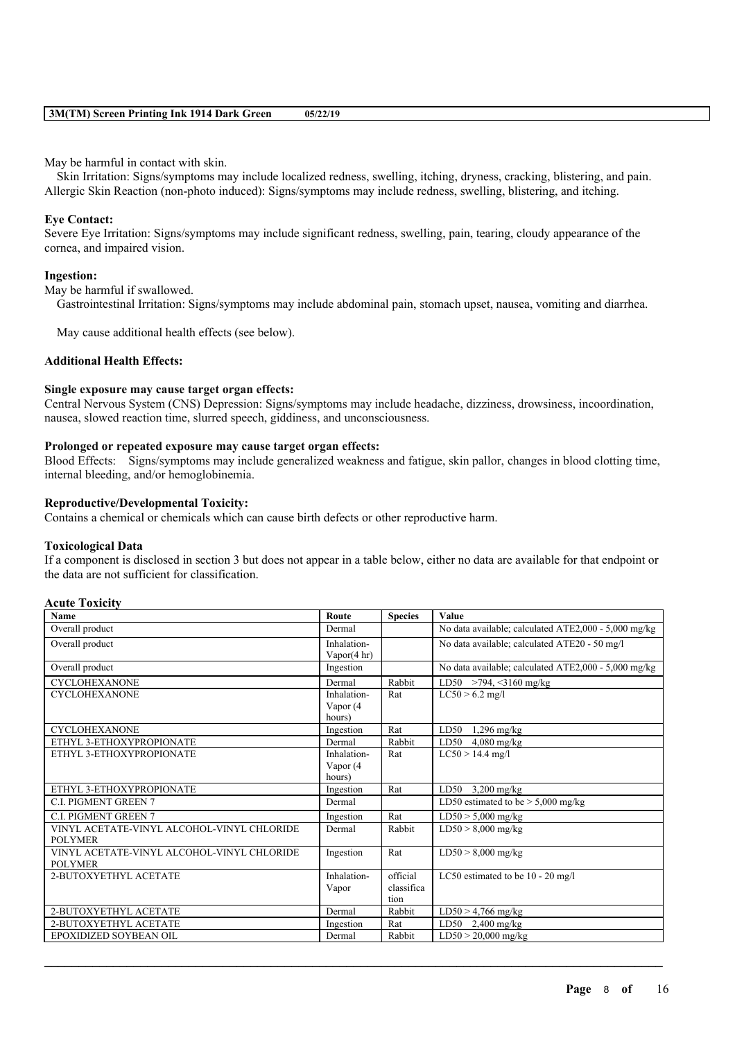May be harmful in contact with skin.

Skin Irritation: Signs/symptoms may include localized redness, swelling, itching, dryness, cracking, blistering, and pain.
Allergic Skin Reaction (non-photo induced): Signs/symptoms may include redness, swelling, blistering, and itching.

**Eye Contact:**

Severe Eye Irritation: Signs/symptoms may include significant redness, swelling, pain, tearing, cloudy appearance of the cornea, and impaired vision.

**Ingestion:**

May be harmful if swallowed.

Gastrointestinal Irritation: Signs/symptoms may include abdominal pain, stomach upset, nausea, vomiting and diarrhea.

May cause additional health effects (see below).

**Additional Health Effects:**

**Single exposure may cause target organ effects:**

Central Nervous System (CNS) Depression: Signs/symptoms may include headache, dizziness, drowsiness, incoordination, nausea, slowed reaction time, slurred speech, giddiness, and unconsciousness.

**Prolonged or repeated exposure may cause target organ effects:**

Blood Effects: Signs/symptoms may include generalized weakness and fatigue, skin pallor, changes in blood clotting time, internal bleeding, and/or hemoglobinemia.

**Reproductive/Developmental Toxicity:**

Contains a chemical or chemicals which can cause birth defects or other reproductive harm.

**Toxicological Data**

If a component is disclosed in section 3 but does not appear in a table below, either no data are available for that endpoint or the data are not sufficient for classification.

**Acute Toxicity**

| Name | Route | Species | Value |
|---|---|---|---|
| Overall product | Dermal | | No data available; calculated ATE2,000 - 5,000 mg/kg |
| Overall product | Inhalation-Vapor(4 hr) | | No data available; calculated ATE20 - 50 mg/l |
| Overall product | Ingestion | | No data available; calculated ATE2,000 - 5,000 mg/kg |
| CYCLOHEXANONE | Dermal | Rabbit | LD50 >794, <3160 mg/kg |
| CYCLOHEXANONE | Inhalation-Vapor (4 hours) | Rat | LC50 > 6.2 mg/l |
| CYCLOHEXANONE | Ingestion | Rat | LD50 1,296 mg/kg |
| ETHYL 3-ETHOXYPROPIONATE | Dermal | Rabbit | LD50 4,080 mg/kg |
| ETHYL 3-ETHOXYPROPIONATE | Inhalation-Vapor (4 hours) | Rat | LC50 > 14.4 mg/l |
| ETHYL 3-ETHOXYPROPIONATE | Ingestion | Rat | LD50 3,200 mg/kg |
| C.I. PIGMENT GREEN 7 | Dermal | | LD50 estimated to be > 5,000 mg/kg |
| C.I. PIGMENT GREEN 7 | Ingestion | Rat | LD50 > 5,000 mg/kg |
| VINYL ACETATE-VINYL ALCOHOL-VINYL CHLORIDE POLYMER | Dermal | Rabbit | LD50 > 8,000 mg/kg |
| VINYL ACETATE-VINYL ALCOHOL-VINYL CHLORIDE POLYMER | Ingestion | Rat | LD50 > 8,000 mg/kg |
| 2-BUTOXYETHYL ACETATE | Inhalation-Vapor | official classification | LC50 estimated to be 10 - 20 mg/l |
| 2-BUTOXYETHYL ACETATE | Dermal | Rabbit | LD50 > 4,766 mg/kg |
| 2-BUTOXYETHYL ACETATE | Ingestion | Rat | LD50 2,400 mg/kg |
| EPOXIDIZED SOYBEAN OIL | Dermal | Rabbit | LD50 > 20,000 mg/kg |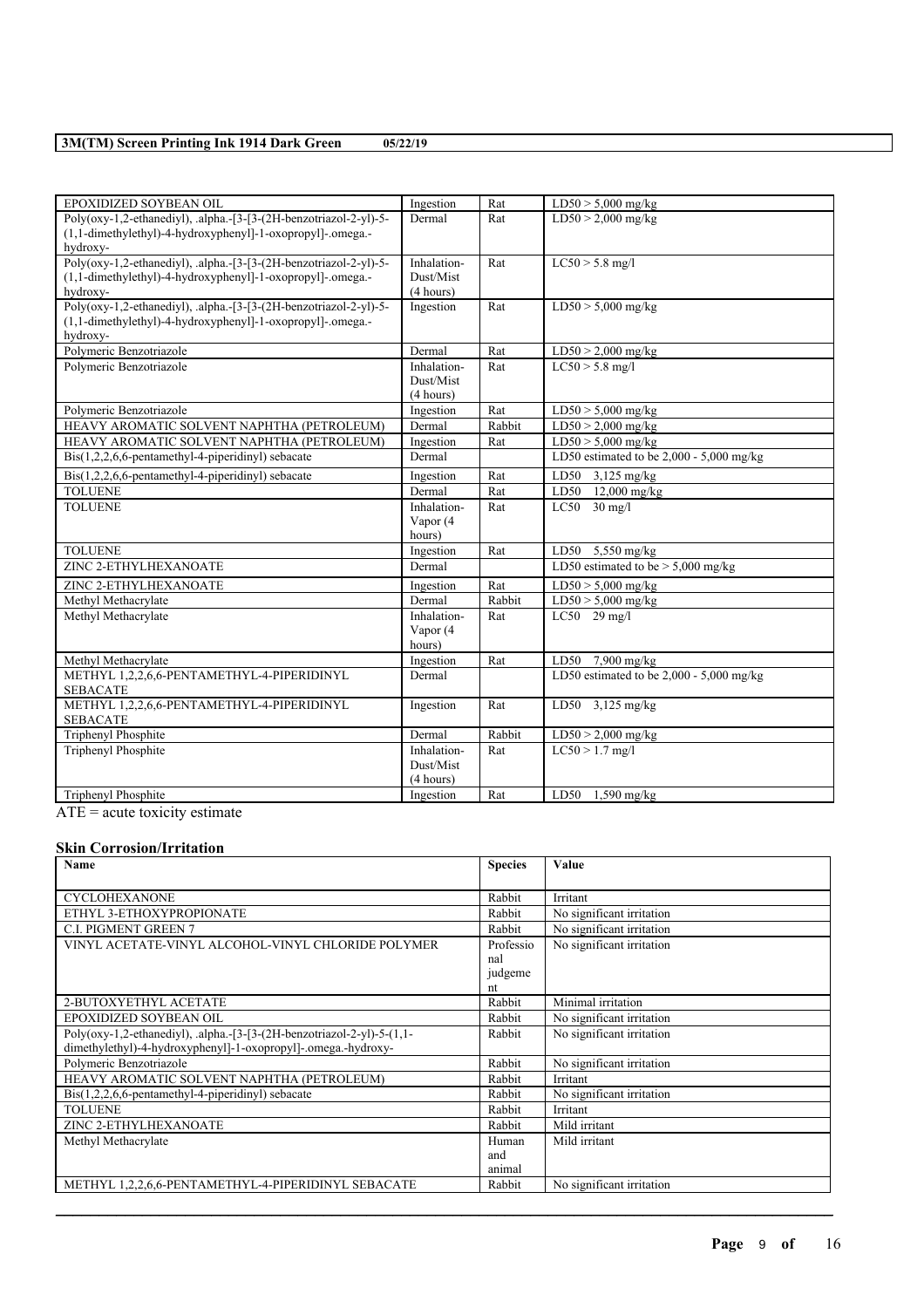| | | | |
|---|---|---|---|
| EPOXIDIZED SOYBEAN OIL | Ingestion | Rat | LD50 > 5,000 mg/kg |
| Poly(oxy-1,2-ethanediyl), .alpha.-[3-[3-(2H-benzotriazol-2-yl)-5-(1,1-dimethylethyl)-4-hydroxyphenyl]-1-oxopropyl]-.omega.-hydroxy- | Dermal | Rat | LD50 > 2,000 mg/kg |
| Poly(oxy-1,2-ethanediyl), .alpha.-[3-[3-(2H-benzotriazol-2-yl)-5-(1,1-dimethylethyl)-4-hydroxyphenyl]-1-oxopropyl]-.omega.-hydroxy- | Inhalation-Dust/Mist (4 hours) | Rat | LC50 > 5.8 mg/l |
| Poly(oxy-1,2-ethanediyl), .alpha.-[3-[3-(2H-benzotriazol-2-yl)-5-(1,1-dimethylethyl)-4-hydroxyphenyl]-1-oxopropyl]-.omega.-hydroxy- | Ingestion | Rat | LD50 > 5,000 mg/kg |
| Polymeric Benzotriazole | Dermal | Rat | LD50 > 2,000 mg/kg |
| Polymeric Benzotriazole | Inhalation-Dust/Mist (4 hours) | Rat | LC50 > 5.8 mg/l |
| Polymeric Benzotriazole | Ingestion | Rat | LD50 > 5,000 mg/kg |
| HEAVY AROMATIC SOLVENT NAPHTHA (PETROLEUM) | Dermal | Rabbit | LD50 > 2,000 mg/kg |
| HEAVY AROMATIC SOLVENT NAPHTHA (PETROLEUM) | Ingestion | Rat | LD50 > 5,000 mg/kg |
| Bis(1,2,2,6,6-pentamethyl-4-piperidinyl) sebacate | Dermal | | LD50 estimated to be 2,000 - 5,000 mg/kg |
| Bis(1,2,2,6,6-pentamethyl-4-piperidinyl) sebacate | Ingestion | Rat | LD50 3,125 mg/kg |
| TOLUENE | Dermal | Rat | LD50 12,000 mg/kg |
| TOLUENE | Inhalation-Vapor (4 hours) | Rat | LC50 30 mg/l |
| TOLUENE | Ingestion | Rat | LD50 5,550 mg/kg |
| ZINC 2-ETHYLHEXANOATE | Dermal | | LD50 estimated to be > 5,000 mg/kg |
| ZINC 2-ETHYLHEXANOATE | Ingestion | Rat | LD50 > 5,000 mg/kg |
| Methyl Methacrylate | Dermal | Rabbit | LD50 > 5,000 mg/kg |
| Methyl Methacrylate | Inhalation-Vapor (4 hours) | Rat | LC50 29 mg/l |
| Methyl Methacrylate | Ingestion | Rat | LD50 7,900 mg/kg |
| METHYL 1,2,2,6,6-PENTAMETHYL-4-PIPERIDINYL SEBACATE | Dermal | | LD50 estimated to be 2,000 - 5,000 mg/kg |
| METHYL 1,2,2,6,6-PENTAMETHYL-4-PIPERIDINYL SEBACATE | Ingestion | Rat | LD50 3,125 mg/kg |
| Triphenyl Phosphite | Dermal | Rabbit | LD50 > 2,000 mg/kg |
| Triphenyl Phosphite | Inhalation-Dust/Mist (4 hours) | Rat | LC50 > 1.7 mg/l |
| Triphenyl Phosphite | Ingestion | Rat | LD50 1,590 mg/kg |

ATE = acute toxicity estimate

### Skin Corrosion/Irritation

| Name | Species | Value |
|---|---|---|
| CYCLOHEXANONE | Rabbit | Irritant |
| ETHYL 3-ETHOXYPROPIONATE | Rabbit | No significant irritation |
| C.I. PIGMENT GREEN 7 | Rabbit | No significant irritation |
| VINYL ACETATE-VINYL ALCOHOL-VINYL CHLORIDE POLYMER | Professional judgement | No significant irritation |
| 2-BUTOXYETHYL ACETATE | Rabbit | Minimal irritation |
| EPOXIDIZED SOYBEAN OIL | Rabbit | No significant irritation |
| Poly(oxy-1,2-ethanediyl), .alpha.-[3-[3-(2H-benzotriazol-2-yl)-5-(1,1-dimethylethyl)-4-hydroxyphenyl]-1-oxopropyl]-.omega.-hydroxy- | Rabbit | No significant irritation |
| Polymeric Benzotriazole | Rabbit | No significant irritation |
| HEAVY AROMATIC SOLVENT NAPHTHA (PETROLEUM) | Rabbit | Irritant |
| Bis(1,2,2,6,6-pentamethyl-4-piperidinyl) sebacate | Rabbit | No significant irritation |
| TOLUENE | Rabbit | Irritant |
| ZINC 2-ETHYLHEXANOATE | Rabbit | Mild irritant |
| Methyl Methacrylate | Human and animal | Mild irritant |
| METHYL 1,2,2,6,6-PENTAMETHYL-4-PIPERIDINYL SEBACATE | Rabbit | No significant irritation |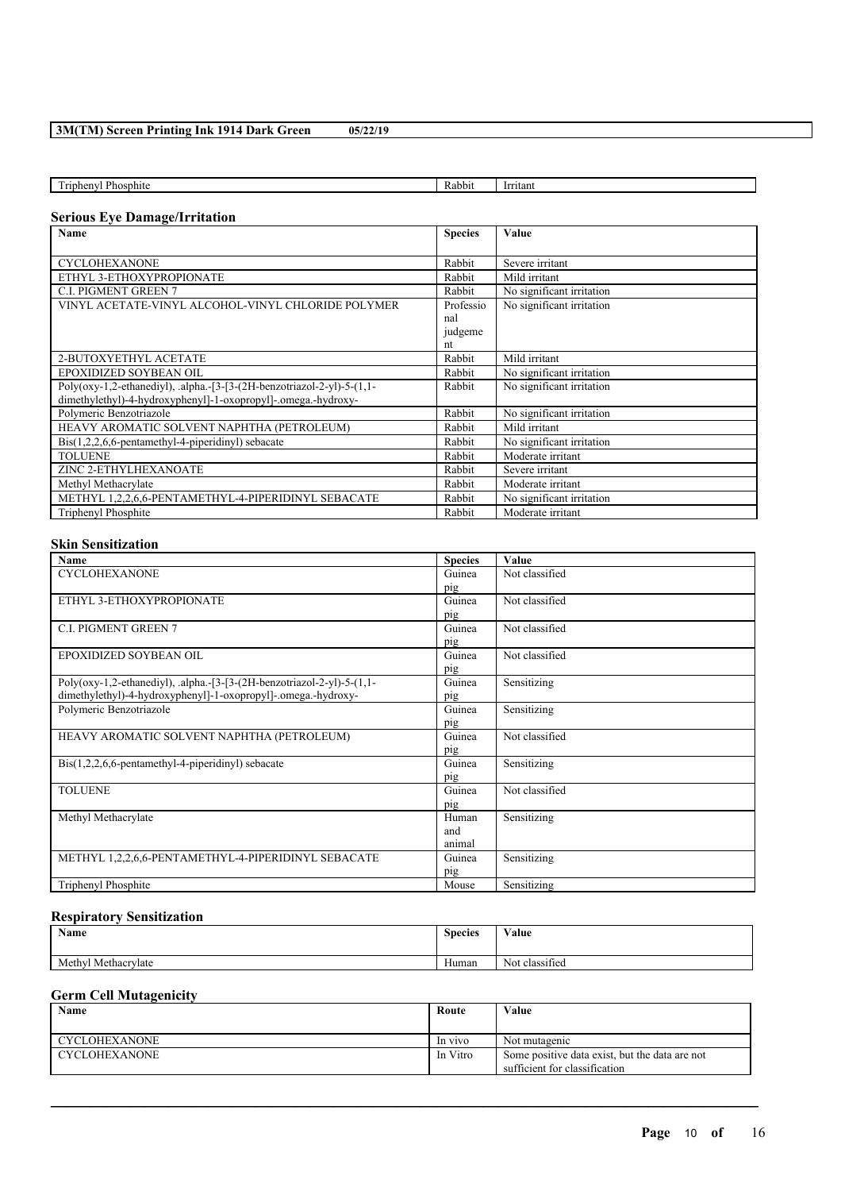| Triphenyl Phosphite | Rabbit | Irritant |
|---|---|---|

## Serious Eye Damage/Irritation

| Name | Species | Value |
|---|---|---|
| CYCLOHEXANONE | Rabbit | Severe irritant |
| ETHYL 3-ETHOXYPROPIONATE | Rabbit | Mild irritant |
| C.I. PIGMENT GREEN 7 | Rabbit | No significant irritation |
| VINYL ACETATE-VINYL ALCOHOL-VINYL CHLORIDE POLYMER | Professional judgement | No significant irritation |
| 2-BUTOXYETHYL ACETATE | Rabbit | Mild irritant |
| EPOXIDIZED SOYBEAN OIL | Rabbit | No significant irritation |
| Poly(oxy-1,2-ethanediyl), .alpha.-[3-[3-(2H-benzotriazol-2-yl)-5-(1,1-dimethylethyl)-4-hydroxyphenyl]-1-oxopropyl]-.omega.-hydroxy- | Rabbit | No significant irritation |
| Polymeric Benzotriazole | Rabbit | No significant irritation |
| HEAVY AROMATIC SOLVENT NAPHTHA (PETROLEUM) | Rabbit | Mild irritant |
| Bis(1,2,2,6,6-pentamethyl-4-piperidinyl) sebacate | Rabbit | No significant irritation |
| TOLUENE | Rabbit | Moderate irritant |
| ZINC 2-ETHYLHEXANOATE | Rabbit | Severe irritant |
| Methyl Methacrylate | Rabbit | Moderate irritant |
| METHYL 1,2,2,6,6-PENTAMETHYL-4-PIPERIDINYL SEBACATE | Rabbit | No significant irritation |
| Triphenyl Phosphite | Rabbit | Moderate irritant |

## Skin Sensitization

| Name | Species | Value |
|---|---|---|
| CYCLOHEXANONE | Guinea pig | Not classified |
| ETHYL 3-ETHOXYPROPIONATE | Guinea pig | Not classified |
| C.I. PIGMENT GREEN 7 | Guinea pig | Not classified |
| EPOXIDIZED SOYBEAN OIL | Guinea pig | Not classified |
| Poly(oxy-1,2-ethanediyl), .alpha.-[3-[3-(2H-benzotriazol-2-yl)-5-(1,1-dimethylethyl)-4-hydroxyphenyl]-1-oxopropyl]-.omega.-hydroxy- | Guinea pig | Sensitizing |
| Polymeric Benzotriazole | Guinea pig | Sensitizing |
| HEAVY AROMATIC SOLVENT NAPHTHA (PETROLEUM) | Guinea pig | Not classified |
| Bis(1,2,2,6,6-pentamethyl-4-piperidinyl) sebacate | Guinea pig | Sensitizing |
| TOLUENE | Guinea pig | Not classified |
| Methyl Methacrylate | Human and animal | Sensitizing |
| METHYL 1,2,2,6,6-PENTAMETHYL-4-PIPERIDINYL SEBACATE | Guinea pig | Sensitizing |
| Triphenyl Phosphite | Mouse | Sensitizing |

## Respiratory Sensitization

| Name | Species | Value |
|---|---|---|
| Methyl Methacrylate | Human | Not classified |

## Germ Cell Mutagenicity

| Name | Route | Value |
|---|---|---|
| CYCLOHEXANONE | In vivo | Not mutagenic |
| CYCLOHEXANONE | In Vitro | Some positive data exist, but the data are not sufficient for classification |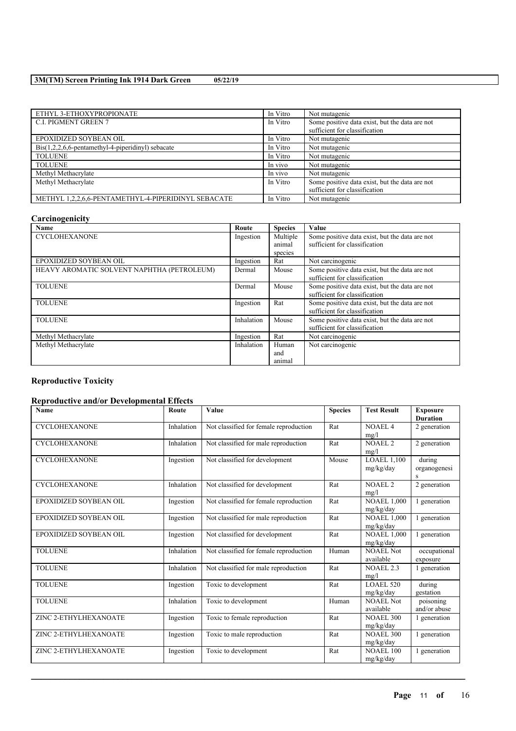| ETHYL 3-ETHOXYPROPIONATE | In Vitro | Not mutagenic |
|---|---|---|
| C.I. PIGMENT GREEN 7 | In Vitro | Some positive data exist, but the data are not sufficient for classification |
| EPOXIDIZED SOYBEAN OIL | In Vitro | Not mutagenic |
| Bis(1,2,2,6,6-pentamethyl-4-piperidinyl) sebacate | In Vitro | Not mutagenic |
| TOLUENE | In Vitro | Not mutagenic |
| TOLUENE | In vivo | Not mutagenic |
| Methyl Methacrylate | In vivo | Not mutagenic |
| Methyl Methacrylate | In Vitro | Some positive data exist, but the data are not sufficient for classification |
| METHYL 1,2,2,6,6-PENTAMETHYL-4-PIPERIDINYL SEBACATE | In Vitro | Not mutagenic |

## Carcinogenicity

| Name | Route | Species | Value |
|---|---|---|---|
| CYCLOHEXANONE | Ingestion | Multiple animal species | Some positive data exist, but the data are not sufficient for classification |
| EPOXIDIZED SOYBEAN OIL | Ingestion | Rat | Not carcinogenic |
| HEAVY AROMATIC SOLVENT NAPHTHA (PETROLEUM) | Dermal | Mouse | Some positive data exist, but the data are not sufficient for classification |
| TOLUENE | Dermal | Mouse | Some positive data exist, but the data are not sufficient for classification |
| TOLUENE | Ingestion | Rat | Some positive data exist, but the data are not sufficient for classification |
| TOLUENE | Inhalation | Mouse | Some positive data exist, but the data are not sufficient for classification |
| Methyl Methacrylate | Ingestion | Rat | Not carcinogenic |
| Methyl Methacrylate | Inhalation | Human and animal | Not carcinogenic |

## Reproductive Toxicity

### Reproductive and/or Developmental Effects

| Name | Route | Value | Species | Test Result | Exposure Duration |
|---|---|---|---|---|---|
| CYCLOHEXANONE | Inhalation | Not classified for female reproduction | Rat | NOAEL 4 mg/l | 2 generation |
| CYCLOHEXANONE | Inhalation | Not classified for male reproduction | Rat | NOAEL 2 mg/l | 2 generation |
| CYCLOHEXANONE | Ingestion | Not classified for development | Mouse | LOAEL 1,100 mg/kg/day | during organogenesis |
| CYCLOHEXANONE | Inhalation | Not classified for development | Rat | NOAEL 2 mg/l | 2 generation |
| EPOXIDIZED SOYBEAN OIL | Ingestion | Not classified for female reproduction | Rat | NOAEL 1,000 mg/kg/day | 1 generation |
| EPOXIDIZED SOYBEAN OIL | Ingestion | Not classified for male reproduction | Rat | NOAEL 1,000 mg/kg/day | 1 generation |
| EPOXIDIZED SOYBEAN OIL | Ingestion | Not classified for development | Rat | NOAEL 1,000 mg/kg/day | 1 generation |
| TOLUENE | Inhalation | Not classified for female reproduction | Human | NOAEL Not available | occupational exposure |
| TOLUENE | Inhalation | Not classified for male reproduction | Rat | NOAEL 2.3 mg/l | 1 generation |
| TOLUENE | Ingestion | Toxic to development | Rat | LOAEL 520 mg/kg/day | during gestation |
| TOLUENE | Inhalation | Toxic to development | Human | NOAEL Not available | poisoning and/or abuse |
| ZINC 2-ETHYLHEXANOATE | Ingestion | Toxic to female reproduction | Rat | NOAEL 300 mg/kg/day | 1 generation |
| ZINC 2-ETHYLHEXANOATE | Ingestion | Toxic to male reproduction | Rat | NOAEL 300 mg/kg/day | 1 generation |
| ZINC 2-ETHYLHEXANOATE | Ingestion | Toxic to development | Rat | NOAEL 100 mg/kg/day | 1 generation |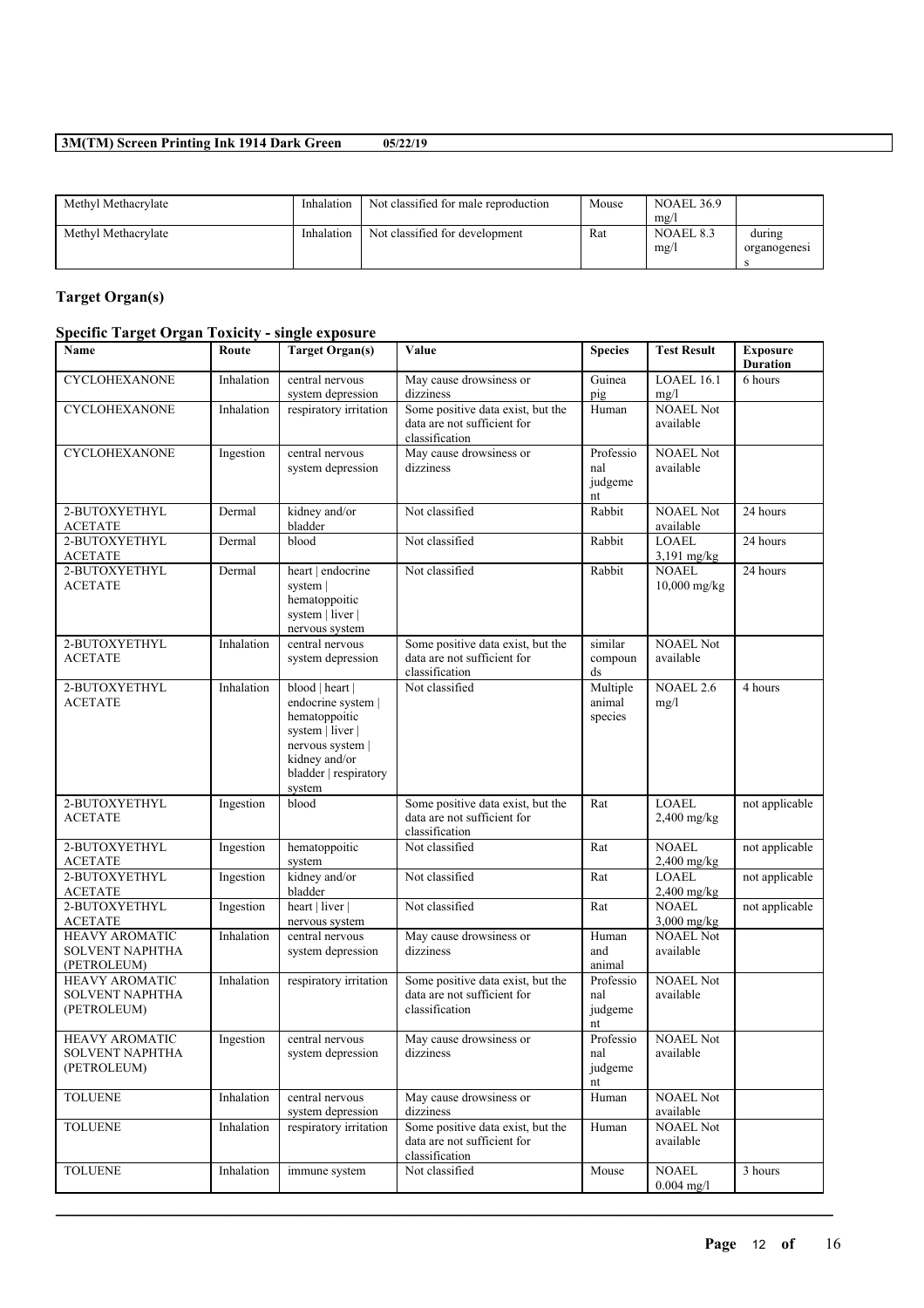| Methyl Methacrylate | Inhalation | Not classified for male reproduction | Mouse | NOAEL 36.9 mg/l | |
|---|---|---|---|---|---|
| Methyl Methacrylate | Inhalation | Not classified for development | Rat | NOAEL 8.3 mg/l | during organogenesis |

## Target Organ(s)

### Specific Target Organ Toxicity - single exposure

| Name | Route | Target Organ(s) | Value | Species | Test Result | Exposure Duration |
|---|---|---|---|---|---|---|
| CYCLOHEXANONE | Inhalation | central nervous system depression | May cause drowsiness or dizziness | Guinea pig | LOAEL 16.1 mg/l | 6 hours |
| CYCLOHEXANONE | Inhalation | respiratory irritation | Some positive data exist, but the data are not sufficient for classification | Human | NOAEL Not available | |
| CYCLOHEXANONE | Ingestion | central nervous system depression | May cause drowsiness or dizziness | Professional judgement | NOAEL Not available | |
| 2-BUTOXYETHYL ACETATE | Dermal | kidney and/or bladder | Not classified | Rabbit | NOAEL Not available | 24 hours |
| 2-BUTOXYETHYL ACETATE | Dermal | blood | Not classified | Rabbit | LOAEL 3,191 mg/kg | 24 hours |
| 2-BUTOXYETHYL ACETATE | Dermal | heart \| endocrine system \| hematoppoitic system \| liver \| nervous system | Not classified | Rabbit | NOAEL 10,000 mg/kg | 24 hours |
| 2-BUTOXYETHYL ACETATE | Inhalation | central nervous system depression | Some positive data exist, but the data are not sufficient for classification | similar compounds | NOAEL Not available | |
| 2-BUTOXYETHYL ACETATE | Inhalation | blood \| heart \| endocrine system \| hematoppoitic system \| liver \| nervous system \| kidney and/or bladder \| respiratory system | Not classified | Multiple animal species | NOAEL 2.6 mg/l | 4 hours |
| 2-BUTOXYETHYL ACETATE | Ingestion | blood | Some positive data exist, but the data are not sufficient for classification | Rat | LOAEL 2,400 mg/kg | not applicable |
| 2-BUTOXYETHYL ACETATE | Ingestion | hematoppoitic system | Not classified | Rat | NOAEL 2,400 mg/kg | not applicable |
| 2-BUTOXYETHYL ACETATE | Ingestion | kidney and/or bladder | Not classified | Rat | LOAEL 2,400 mg/kg | not applicable |
| 2-BUTOXYETHYL ACETATE | Ingestion | heart \| liver \| nervous system | Not classified | Rat | NOAEL 3,000 mg/kg | not applicable |
| HEAVY AROMATIC SOLVENT NAPHTHA (PETROLEUM) | Inhalation | central nervous system depression | May cause drowsiness or dizziness | Human and animal | NOAEL Not available | |
| HEAVY AROMATIC SOLVENT NAPHTHA (PETROLEUM) | Inhalation | respiratory irritation | Some positive data exist, but the data are not sufficient for classification | Professional judgement | NOAEL Not available | |
| HEAVY AROMATIC SOLVENT NAPHTHA (PETROLEUM) | Ingestion | central nervous system depression | May cause drowsiness or dizziness | Professional judgement | NOAEL Not available | |
| TOLUENE | Inhalation | central nervous system depression | May cause drowsiness or dizziness | Human | NOAEL Not available | |
| TOLUENE | Inhalation | respiratory irritation | Some positive data exist, but the data are not sufficient for classification | Human | NOAEL Not available | |
| TOLUENE | Inhalation | immune system | Not classified | Mouse | NOAEL 0.004 mg/l | 3 hours |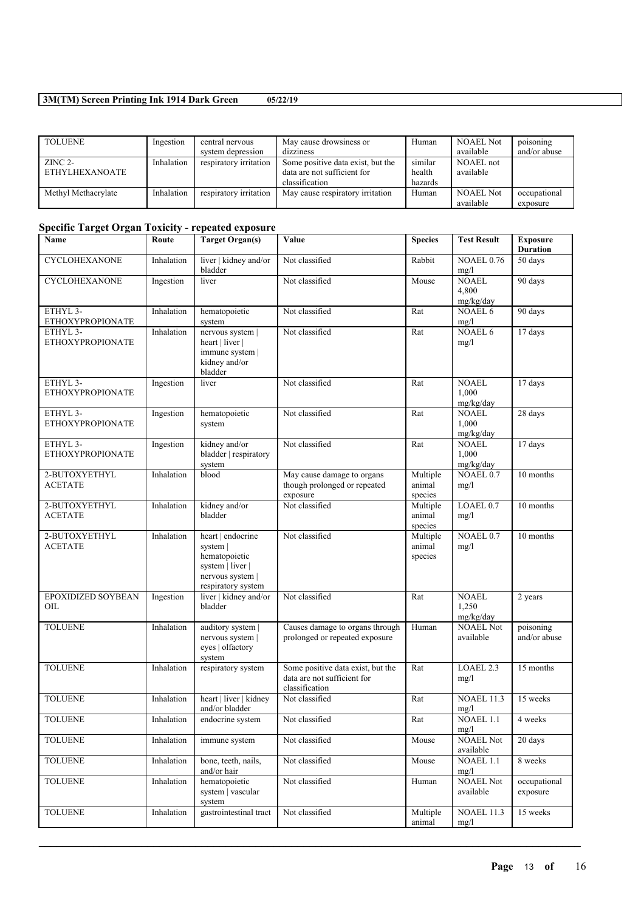| TOLUENE | Ingestion | central nervous system depression | May cause drowsiness or dizziness | Human | NOAEL Not available | poisoning and/or abuse |
|---|---|---|---|---|---|---|
| ZINC 2-ETHYLHEXANOATE | Inhalation | respiratory irritation | Some positive data exist, but the data are not sufficient for classification | similar health hazards | NOAEL not available | |
| Methyl Methacrylate | Inhalation | respiratory irritation | May cause respiratory irritation | Human | NOAEL Not available | occupational exposure |

### Specific Target Organ Toxicity - repeated exposure

| Name | Route | Target Organ(s) | Value | Species | Test Result | Exposure Duration |
|---|---|---|---|---|---|---|
| CYCLOHEXANONE | Inhalation | liver \| kidney and/or bladder | Not classified | Rabbit | NOAEL 0.76 mg/l | 50 days |
| CYCLOHEXANONE | Ingestion | liver | Not classified | Mouse | NOAEL 4,800 mg/kg/day | 90 days |
| ETHYL 3-ETHOXYPROPIONATE | Inhalation | hematopoietic system | Not classified | Rat | NOAEL 6 mg/l | 90 days |
| ETHYL 3-ETHOXYPROPIONATE | Inhalation | nervous system \| heart \| liver \| immune system \| kidney and/or bladder | Not classified | Rat | NOAEL 6 mg/l | 17 days |
| ETHYL 3-ETHOXYPROPIONATE | Ingestion | liver | Not classified | Rat | NOAEL 1,000 mg/kg/day | 17 days |
| ETHYL 3-ETHOXYPROPIONATE | Ingestion | hematopoietic system | Not classified | Rat | NOAEL 1,000 mg/kg/day | 28 days |
| ETHYL 3-ETHOXYPROPIONATE | Ingestion | kidney and/or bladder \| respiratory system | Not classified | Rat | NOAEL 1,000 mg/kg/day | 17 days |
| 2-BUTOXYETHYL ACETATE | Inhalation | blood | May cause damage to organs though prolonged or repeated exposure | Multiple animal species | NOAEL 0.7 mg/l | 10 months |
| 2-BUTOXYETHYL ACETATE | Inhalation | kidney and/or bladder | Not classified | Multiple animal species | LOAEL 0.7 mg/l | 10 months |
| 2-BUTOXYETHYL ACETATE | Inhalation | heart \| endocrine system \| hematopoietic system \| liver \| nervous system \| respiratory system | Not classified | Multiple animal species | NOAEL 0.7 mg/l | 10 months |
| EPOXIDIZED SOYBEAN OIL | Ingestion | liver \| kidney and/or bladder | Not classified | Rat | NOAEL 1,250 mg/kg/day | 2 years |
| TOLUENE | Inhalation | auditory system \| nervous system \| eyes \| olfactory system | Causes damage to organs through prolonged or repeated exposure | Human | NOAEL Not available | poisoning and/or abuse |
| TOLUENE | Inhalation | respiratory system | Some positive data exist, but the data are not sufficient for classification | Rat | LOAEL 2.3 mg/l | 15 months |
| TOLUENE | Inhalation | heart \| liver \| kidney and/or bladder | Not classified | Rat | NOAEL 11.3 mg/l | 15 weeks |
| TOLUENE | Inhalation | endocrine system | Not classified | Rat | NOAEL 1.1 mg/l | 4 weeks |
| TOLUENE | Inhalation | immune system | Not classified | Mouse | NOAEL Not available | 20 days |
| TOLUENE | Inhalation | bone, teeth, nails, and/or hair | Not classified | Mouse | NOAEL 1.1 mg/l | 8 weeks |
| TOLUENE | Inhalation | hematopoietic system \| vascular system | Not classified | Human | NOAEL Not available | occupational exposure |
| TOLUENE | Inhalation | gastrointestinal tract | Not classified | Multiple animal | NOAEL 11.3 mg/l | 15 weeks |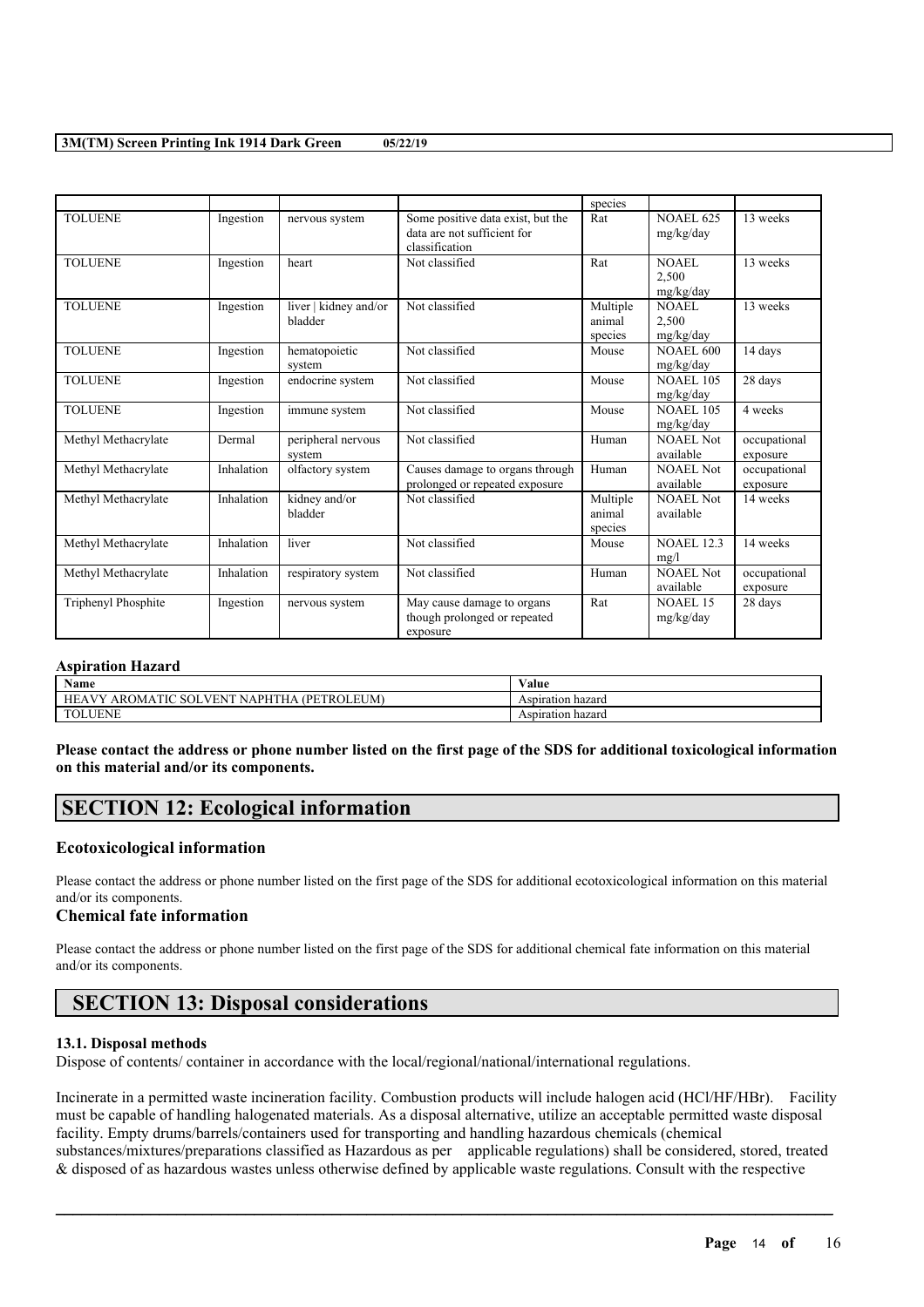| | | | | species | | |
|---|---|---|---|---|---|---|
| TOLUENE | Ingestion | nervous system | Some positive data exist, but the data are not sufficient for classification | Rat | NOAEL 625 mg/kg/day | 13 weeks |
| TOLUENE | Ingestion | heart | Not classified | Rat | NOAEL 2,500 mg/kg/day | 13 weeks |
| TOLUENE | Ingestion | liver \| kidney and/or bladder | Not classified | Multiple animal species | NOAEL 2,500 mg/kg/day | 13 weeks |
| TOLUENE | Ingestion | hematopoietic system | Not classified | Mouse | NOAEL 600 mg/kg/day | 14 days |
| TOLUENE | Ingestion | endocrine system | Not classified | Mouse | NOAEL 105 mg/kg/day | 28 days |
| TOLUENE | Ingestion | immune system | Not classified | Mouse | NOAEL 105 mg/kg/day | 4 weeks |
| Methyl Methacrylate | Dermal | peripheral nervous system | Not classified | Human | NOAEL Not available | occupational exposure |
| Methyl Methacrylate | Inhalation | olfactory system | Causes damage to organs through prolonged or repeated exposure | Human | NOAEL Not available | occupational exposure |
| Methyl Methacrylate | Inhalation | kidney and/or bladder | Not classified | Multiple animal species | NOAEL Not available | 14 weeks |
| Methyl Methacrylate | Inhalation | liver | Not classified | Mouse | NOAEL 12.3 mg/l | 14 weeks |
| Methyl Methacrylate | Inhalation | respiratory system | Not classified | Human | NOAEL Not available | occupational exposure |
| Triphenyl Phosphite | Ingestion | nervous system | May cause damage to organs though prolonged or repeated exposure | Rat | NOAEL 15 mg/kg/day | 28 days |

### Aspiration Hazard

| Name | Value |
|---|---|
| HEAVY AROMATIC SOLVENT NAPHTHA (PETROLEUM) | Aspiration hazard |
| TOLUENE | Aspiration hazard |

**Please contact the address or phone number listed on the first page of the SDS for additional toxicological information on this material and/or its components.**

## SECTION 12: Ecological information

### Ecotoxicological information

Please contact the address or phone number listed on the first page of the SDS for additional ecotoxicological information on this material and/or its components.

### Chemical fate information

Please contact the address or phone number listed on the first page of the SDS for additional chemical fate information on this material and/or its components.

## SECTION 13: Disposal considerations

#### 13.1. Disposal methods

Dispose of contents/ container in accordance with the local/regional/national/international regulations.

Incinerate in a permitted waste incineration facility. Combustion products will include halogen acid (HCl/HF/HBr). Facility must be capable of handling halogenated materials. As a disposal alternative, utilize an acceptable permitted waste disposal facility. Empty drums/barrels/containers used for transporting and handling hazardous chemicals (chemical substances/mixtures/preparations classified as Hazardous as per applicable regulations) shall be considered, stored, treated & disposed of as hazardous wastes unless otherwise defined by applicable waste regulations. Consult with the respective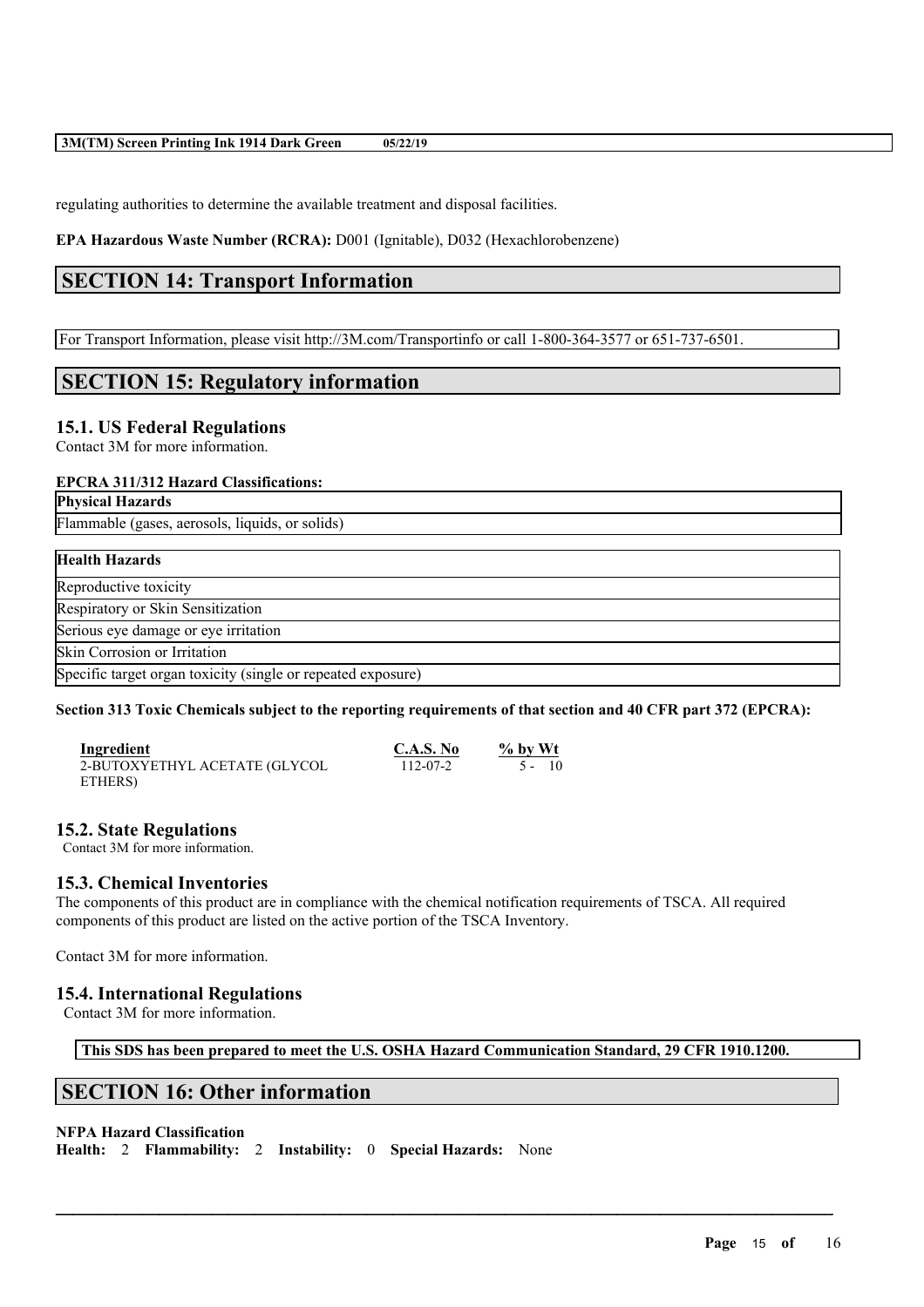regulating authorities to determine the available treatment and disposal facilities.

**EPA Hazardous Waste Number (RCRA):** D001 (Ignitable), D032 (Hexachlorobenzene)

## SECTION 14: Transport Information

For Transport Information, please visit http://3M.com/Transportinfo or call 1-800-364-3577 or 651-737-6501.

## SECTION 15: Regulatory information

### 15.1. US Federal Regulations

Contact 3M for more information.

**EPCRA 311/312 Hazard Classifications:**

| **Physical Hazards** |
| --- |
| Flammable (gases, aerosols, liquids, or solids) |

| **Health Hazards** |
| --- |
| Reproductive toxicity |
| Respiratory or Skin Sensitization |
| Serious eye damage or eye irritation |
| Skin Corrosion or Irritation |
| Specific target organ toxicity (single or repeated exposure) |

**Section 313 Toxic Chemicals subject to the reporting requirements of that section and 40 CFR part 372 (EPCRA):**

| Ingredient | C.A.S. No | % by Wt |
| --- | --- | --- |
| 2-BUTOXYETHYL ACETATE (GLYCOL ETHERS) | 112-07-2 | 5 - 10 |

### 15.2. State Regulations

Contact 3M for more information.

### 15.3. Chemical Inventories

The components of this product are in compliance with the chemical notification requirements of TSCA. All required components of this product are listed on the active portion of the TSCA Inventory.

Contact 3M for more information.

### 15.4. International Regulations

Contact 3M for more information.

**This SDS has been prepared to meet the U.S. OSHA Hazard Communication Standard, 29 CFR 1910.1200.**

## SECTION 16: Other information

**NFPA Hazard Classification**

**Health:** 2 **Flammability:** 2 **Instability:** 0 **Special Hazards:** None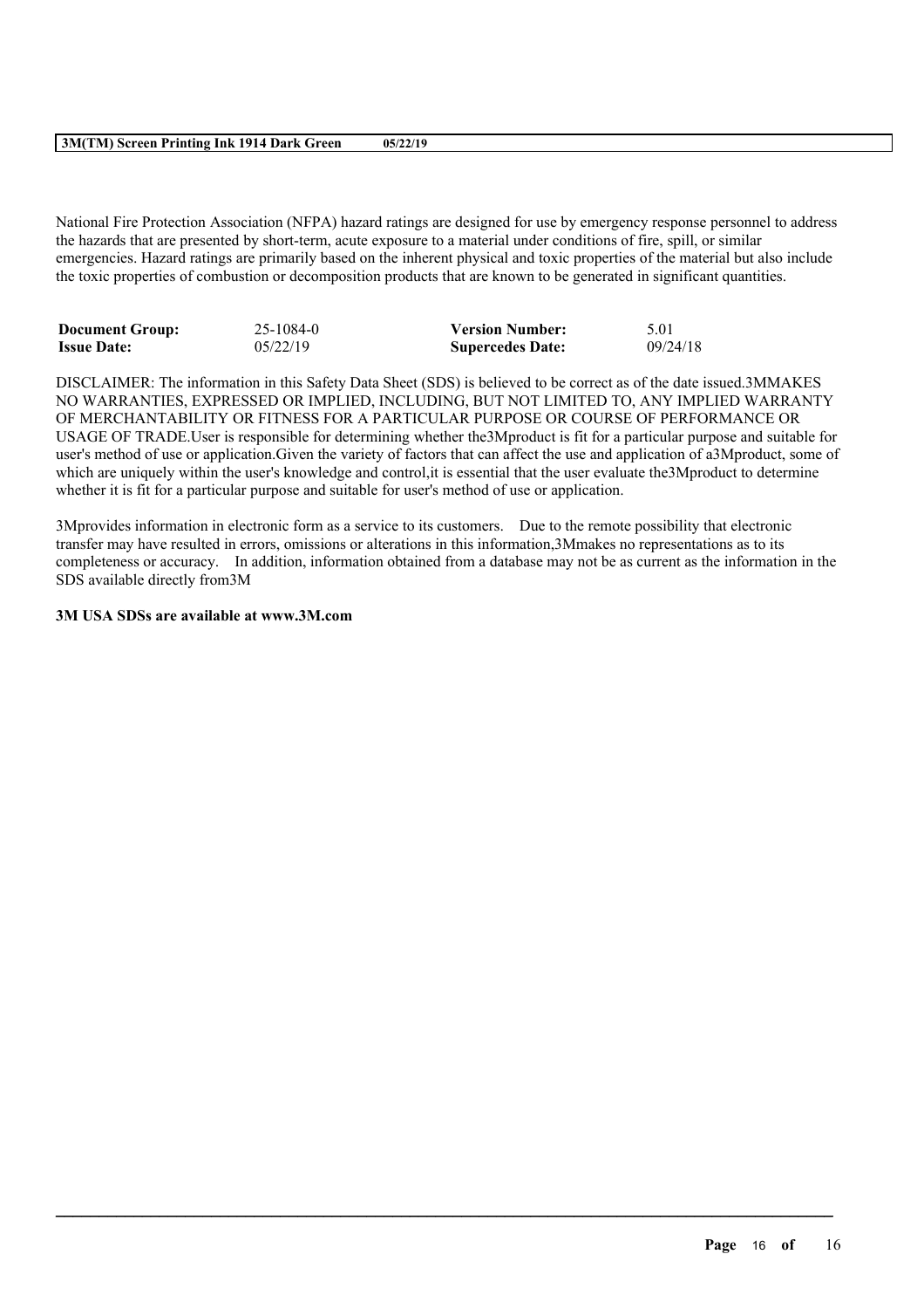National Fire Protection Association (NFPA) hazard ratings are designed for use by emergency response personnel to address the hazards that are presented by short-term, acute exposure to a material under conditions of fire, spill, or similar emergencies. Hazard ratings are primarily based on the inherent physical and toxic properties of the material but also include the toxic properties of combustion or decomposition products that are known to be generated in significant quantities.

| | | | |
|---|---|---|---|
| **Document Group:** | 25-1084-0 | **Version Number:** | 5.01 |
| **Issue Date:** | 05/22/19 | **Supercedes Date:** | 09/24/18 |

DISCLAIMER: The information in this Safety Data Sheet (SDS) is believed to be correct as of the date issued.3MMAKES NO WARRANTIES, EXPRESSED OR IMPLIED, INCLUDING, BUT NOT LIMITED TO, ANY IMPLIED WARRANTY OF MERCHANTABILITY OR FITNESS FOR A PARTICULAR PURPOSE OR COURSE OF PERFORMANCE OR USAGE OF TRADE.User is responsible for determining whether the3Mproduct is fit for a particular purpose and suitable for user's method of use or application.Given the variety of factors that can affect the use and application of a3Mproduct, some of which are uniquely within the user's knowledge and control,it is essential that the user evaluate the3Mproduct to determine whether it is fit for a particular purpose and suitable for user's method of use or application.

3Mprovides information in electronic form as a service to its customers. Due to the remote possibility that electronic transfer may have resulted in errors, omissions or alterations in this information,3Mmakes no representations as to its completeness or accuracy. In addition, information obtained from a database may not be as current as the information in the SDS available directly from3M

**3M USA SDSs are available at www.3M.com**